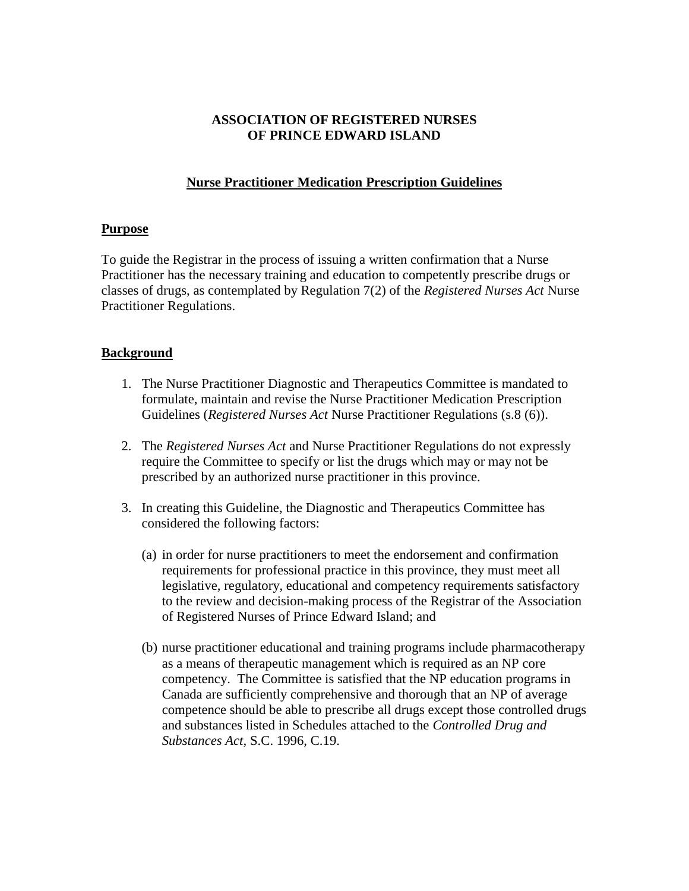**ASSOCIATION OF REGISTERED NURSES OF PRINCE EDWARD ISLAND**

## Nurse Practitioner Medication Prescription Guidelines

### Purpose

To guide the Registrar in the process of issuing a written confirmation that a Nurse Practitioner has the necessary training and education to competently prescribe drugs or classes of drugs, as contemplated by Regulation 7(2) of the *Registered Nurses Act* Nurse Practitioner Regulations.

### Background

1. The Nurse Practitioner Diagnostic and Therapeutics Committee is mandated to formulate, maintain and revise the Nurse Practitioner Medication Prescription Guidelines (*Registered Nurses Act* Nurse Practitioner Regulations (s.8 (6)).

2. The *Registered Nurses Act* and Nurse Practitioner Regulations do not expressly require the Committee to specify or list the drugs which may or may not be prescribed by an authorized nurse practitioner in this province.

3. In creating this Guideline, the Diagnostic and Therapeutics Committee has considered the following factors:

   (a) in order for nurse practitioners to meet the endorsement and confirmation requirements for professional practice in this province, they must meet all legislative, regulatory, educational and competency requirements satisfactory to the review and decision-making process of the Registrar of the Association of Registered Nurses of Prince Edward Island; and

   (b) nurse practitioner educational and training programs include pharmacotherapy as a means of therapeutic management which is required as an NP core competency. The Committee is satisfied that the NP education programs in Canada are sufficiently comprehensive and thorough that an NP of average competence should be able to prescribe all drugs except those controlled drugs and substances listed in Schedules attached to the *Controlled Drug and Substances Act*, S.C. 1996, C.19.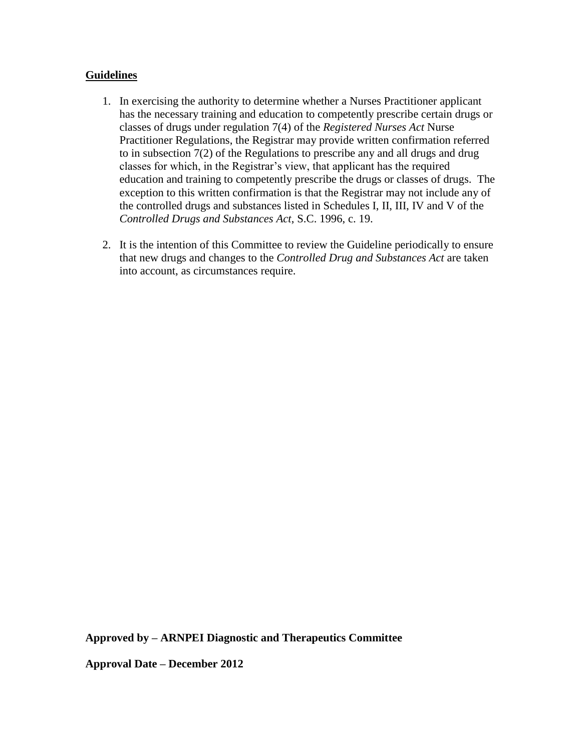## Guidelines

1. In exercising the authority to determine whether a Nurses Practitioner applicant has the necessary training and education to competently prescribe certain drugs or classes of drugs under regulation 7(4) of the *Registered Nurses Act* Nurse Practitioner Regulations, the Registrar may provide written confirmation referred to in subsection 7(2) of the Regulations to prescribe any and all drugs and drug classes for which, in the Registrar's view, that applicant has the required education and training to competently prescribe the drugs or classes of drugs. The exception to this written confirmation is that the Registrar may not include any of the controlled drugs and substances listed in Schedules I, II, III, IV and V of the *Controlled Drugs and Substances Act*, S.C. 1996, c. 19.

2. It is the intention of this Committee to review the Guideline periodically to ensure that new drugs and changes to the *Controlled Drug and Substances Act* are taken into account, as circumstances require.

**Approved by – ARNPEI Diagnostic and Therapeutics Committee**

**Approval Date – December 2012**